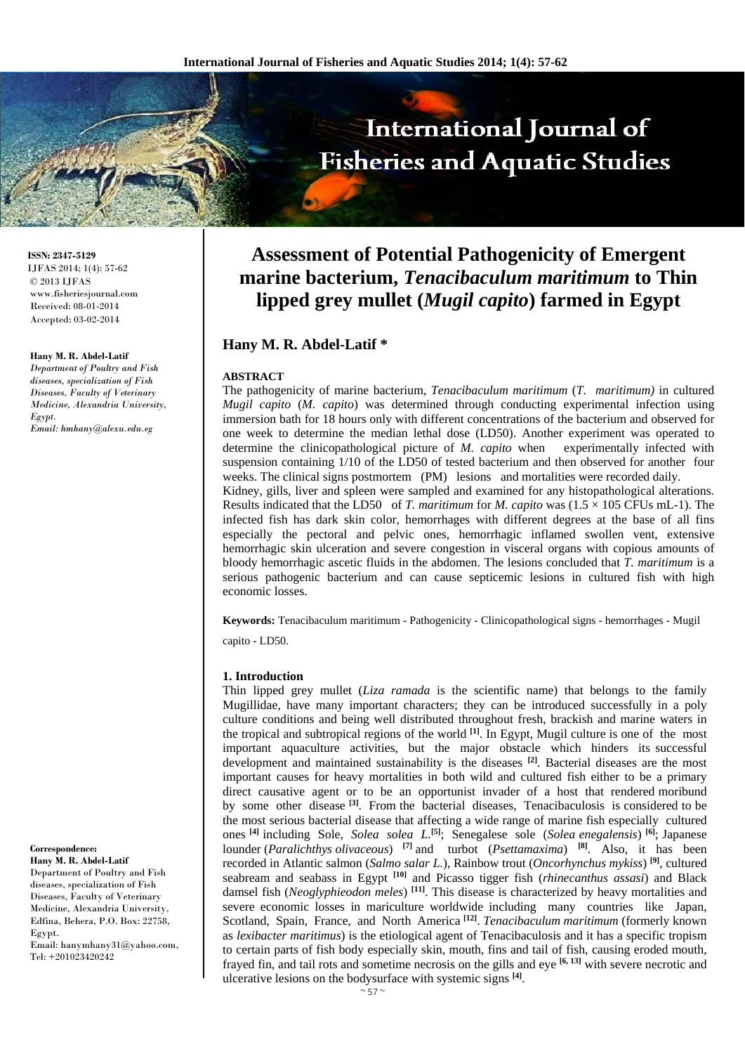**ISSN: 2347-5129**
IJFAS 2014; 1(4): 57-62
© 2013 IJFAS
www.fisheriesjournal.com
Received: 08-01-2014
Accepted: 03-02-2014

**Hany M. R. Abdel-Latif**
*Department of Poultry and Fish diseases, specialization of Fish Diseases, Faculty of Veterinary Medicine, Alexandria University, Egypt.*
*Email: hmhany@alexu.edu.eg*

**Correspondence:**
**Hany M. R. Abdel-Latif**
Department of Poultry and Fish diseases, specialization of Fish Diseases, Faculty of Veterinary Medicine, Alexandria University, Edfina, Behera, P.O. Box: 22758, Egypt.
Email: hanymhany31@yahoo.com,
Tel: +201023420242

# Assessment of Potential Pathogenicity of Emergent marine bacterium, *Tenacibaculum maritimum* to Thin lipped grey mullet (*Mugil capito*) farmed in Egypt

## Hany M. R. Abdel-Latif *

**ABSTRACT**

The pathogenicity of marine bacterium, *Tenacibaculum maritimum* (*T. maritimum)* in cultured *Mugil capito* (*M. capito*) was determined through conducting experimental infection using immersion bath for 18 hours only with different concentrations of the bacterium and observed for one week to determine the median lethal dose (LD50). Another experiment was operated to determine the clinicopathological picture of *M. capito* when experimentally infected with suspension containing 1/10 of the LD50 of tested bacterium and then observed for another four weeks. The clinical signs postmortem (PM) lesions and mortalities were recorded daily.
Kidney, gills, liver and spleen were sampled and examined for any histopathological alterations. Results indicated that the LD50 of *T. maritimum* for *M. capito* was (1.5 × 105 CFUs mL-1). The infected fish has dark skin color, hemorrhages with different degrees at the base of all fins especially the pectoral and pelvic ones, hemorrhagic inflamed swollen vent, extensive hemorrhagic skin ulceration and severe congestion in visceral organs with copious amounts of bloody hemorrhagic ascetic fluids in the abdomen. The lesions concluded that *T. maritimum* is a serious pathogenic bacterium and can cause septicemic lesions in cultured fish with high economic losses.

**Keywords:** Tenacibaculum maritimum - Pathogenicity - Clinicopathological signs - hemorrhages - Mugil capito - LD50.

### 1. Introduction

Thin lipped grey mullet (*Liza ramada* is the scientific name) that belongs to the family Mugillidae, have many important characters; they can be introduced successfully in a poly culture conditions and being well distributed throughout fresh, brackish and marine waters in the tropical and subtropical regions of the world [1]. In Egypt, Mugil culture is one of the most important aquaculture activities, but the major obstacle which hinders its successful development and maintained sustainability is the diseases [2]. Bacterial diseases are the most important causes for heavy mortalities in both wild and cultured fish either to be a primary direct causative agent or to be an opportunist invader of a host that rendered moribund by some other disease [3]. From the bacterial diseases, Tenacibaculosis is considered to be the most serious bacterial disease that affecting a wide range of marine fish especially cultured ones [4] including Sole, *Solea solea L.*[5]; Senegalese sole (*Solea enegalensis*) [6]; Japanese lounder (*Paralichthys olivaceous*) [7] and turbot (*Psettamaxima*) [8]. Also, it has been recorded in Atlantic salmon (*Salmo salar L.*), Rainbow trout (*Oncorhynchus mykiss*) [9], cultured seabream and seabass in Egypt [10] and Picasso tigger fish (*rhinecanthus assasi*) and Black damsel fish (*Neoglyphieodon meles*) [11]. This disease is characterized by heavy mortalities and severe economic losses in mariculture worldwide including many countries like Japan, Scotland, Spain, France, and North America [12]. *Tenacibaculum maritimum* (formerly known as *lexibacter maritimus*) is the etiological agent of Tenacibaculosis and it has a specific tropism to certain parts of fish body especially skin, mouth, fins and tail of fish, causing eroded mouth, frayed fin, and tail rots and sometime necrosis on the gills and eye [6, 13] with severe necrotic and ulcerative lesions on the bodysurface with systemic signs [4].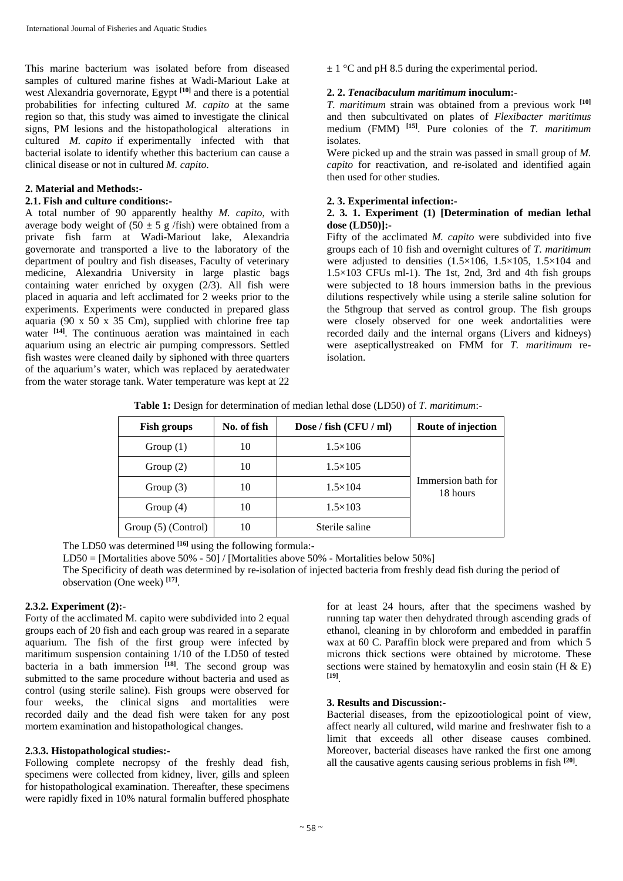This marine bacterium was isolated before from diseased samples of cultured marine fishes at Wadi-Mariout Lake at west Alexandria governorate, Egypt [10] and there is a potential probabilities for infecting cultured *M. capito* at the same region so that, this study was aimed to investigate the clinical signs, PM lesions and the histopathological alterations in cultured *M. capito* if experimentally infected with that bacterial isolate to identify whether this bacterium can cause a clinical disease or not in cultured *M. capito.*

## 2. Material and Methods:-

### 2.1. Fish and culture conditions:-

A total number of 90 apparently healthy *M. capito,* with average body weight of ($50 \pm 5$ g /fish) were obtained from a private fish farm at Wadi-Mariout lake, Alexandria governorate and transported a live to the laboratory of the department of poultry and fish diseases, Faculty of veterinary medicine, Alexandria University in large plastic bags containing water enriched by oxygen (2/3). All fish were placed in aquaria and left acclimated for 2 weeks prior to the experiments. Experiments were conducted in prepared glass aquaria (90 x 50 x 35 Cm), supplied with chlorine free tap water [14]. The continuous aeration was maintained in each aquarium using an electric air pumping compressors. Settled fish wastes were cleaned daily by siphoned with three quarters of the aquarium's water, which was replaced by aeratedwater from the water storage tank. Water temperature was kept at 22 $\pm$ 1 °C and pH 8.5 during the experimental period.

### 2. 2. *Tenacibaculum maritimum* inoculum:-

*T. maritimum* strain was obtained from a previous work [10] and then subcultivated on plates of *Flexibacter maritimus* medium (FMM) [15]. Pure colonies of the *T. maritimum* isolates.

Were picked up and the strain was passed in small group of *M. capito* for reactivation, and re-isolated and identified again then used for other studies.

### 2. 3. Experimental infection:-

#### 2. 3. 1. Experiment (1) [Determination of median lethal dose (LD50)]:-

Fifty of the acclimated *M. capito* were subdivided into five groups each of 10 fish and overnight cultures of *T. maritimum* were adjusted to densities (1.5×106, 1.5×105, 1.5×104 and 1.5×103 CFUs ml-1). The 1st, 2nd, 3rd and 4th fish groups were subjected to 18 hours immersion baths in the previous dilutions respectively while using a sterile saline solution for the 5thgroup that served as control group. The fish groups were closely observed for one week andortalities were recorded daily and the internal organs (Livers and kidneys) were asepticallystreaked on FMM for *T. maritimum* re-isolation.

**Table 1:** Design for determination of median lethal dose (LD50) of *T. maritimum*:-

| Fish groups | No. of fish | Dose / fish (CFU / ml) | Route of injection |
|---|---|---|---|
| Group (1) | 10 | 1.5×106 | Immersion bath for 18 hours |
| Group (2) | 10 | 1.5×105 | |
| Group (3) | 10 | 1.5×104 | |
| Group (4) | 10 | 1.5×103 | |
| Group (5) (Control) | 10 | Sterile saline | |

The LD50 was determined [16] using the following formula:-

LD50 = [Mortalities above 50% - 50] / [Mortalities above 50% - Mortalities below 50%]

The Specificity of death was determined by re-isolation of injected bacteria from freshly dead fish during the period of observation (One week) [17].

#### 2.3.2. Experiment (2):-

Forty of the acclimated M. capito were subdivided into 2 equal groups each of 20 fish and each group was reared in a separate aquarium. The fish of the first group were infected by maritimum suspension containing 1/10 of the LD50 of tested bacteria in a bath immersion [18]. The second group was submitted to the same procedure without bacteria and used as control (using sterile saline). Fish groups were observed for four weeks, the clinical signs and mortalities were recorded daily and the dead fish were taken for any post mortem examination and histopathological changes.

#### 2.3.3. Histopathological studies:-

Following complete necropsy of the freshly dead fish, specimens were collected from kidney, liver, gills and spleen for histopathological examination. Thereafter, these specimens were rapidly fixed in 10% natural formalin buffered phosphate for at least 24 hours, after that the specimens washed by running tap water then dehydrated through ascending grads of ethanol, cleaning in by chloroform and embedded in paraffin wax at 60 C. Paraffin block were prepared and from which 5 microns thick sections were obtained by microtome. These sections were stained by hematoxylin and eosin stain (H & E) [19].

## 3. Results and Discussion:-

Bacterial diseases, from the epizootiological point of view, affect nearly all cultured, wild marine and freshwater fish to a limit that exceeds all other disease causes combined. Moreover, bacterial diseases have ranked the first one among all the causative agents causing serious problems in fish [20].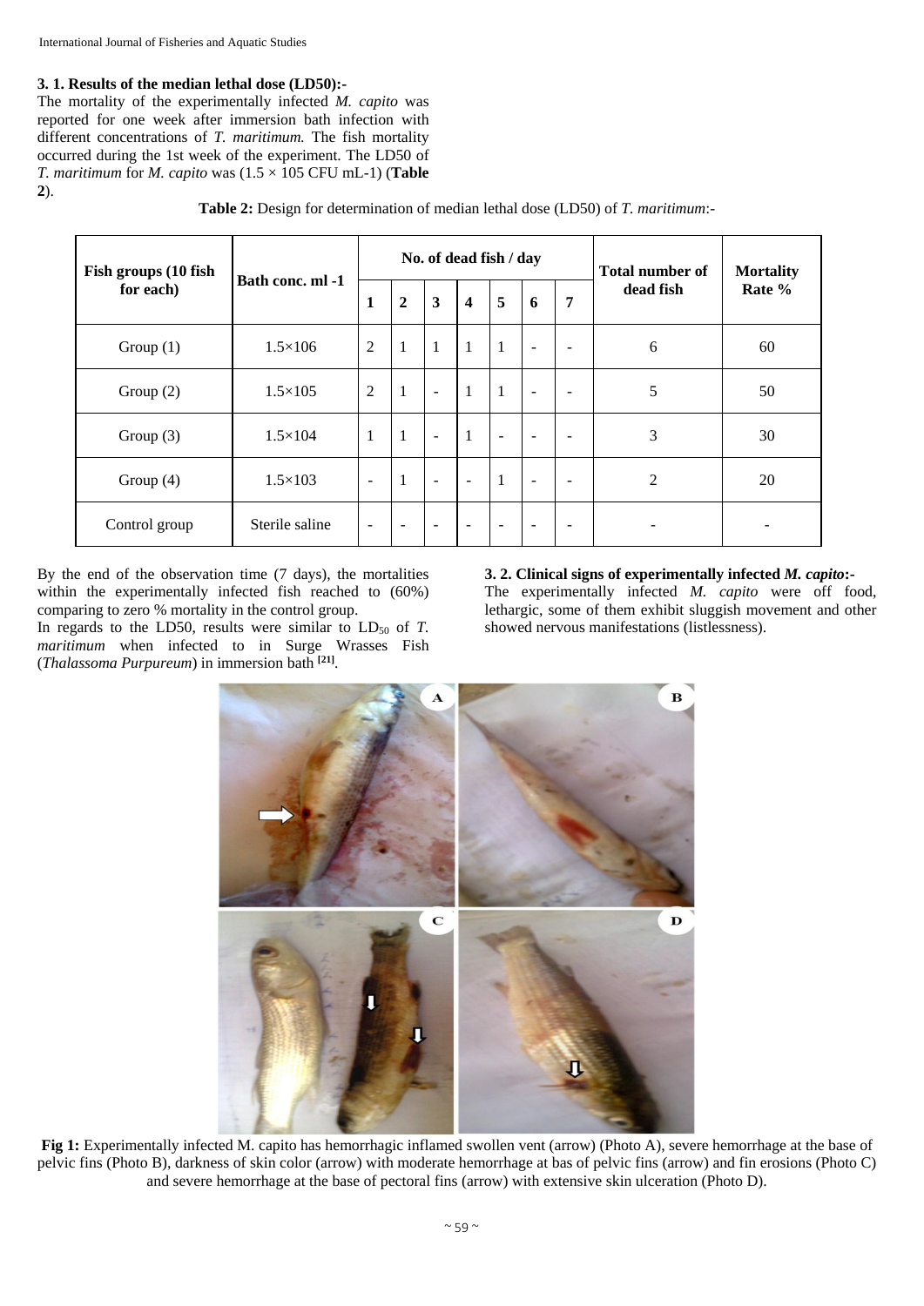### 3. 1. Results of the median lethal dose (LD50):-

The mortality of the experimentally infected *M. capito* was reported for one week after immersion bath infection with different concentrations of *T. maritimum.* The fish mortality occurred during the 1st week of the experiment. The LD50 of *T. maritimum* for *M. capito* was (1.5 × 105 CFU mL-1) (**Table 2**).

**Table 2:** Design for determination of median lethal dose (LD50) of *T. maritimum*:-

| Fish groups (10 fish for each) | Bath conc. ml -1 | No. of dead fish / day | | | | | | | Total number of dead fish | Mortality Rate % |
|---|---|---|---|---|---|---|---|---|---|---|
| | | 1 | 2 | 3 | 4 | 5 | 6 | 7 | | |
| Group (1) | 1.5×106 | 2 | 1 | 1 | 1 | 1 | - | - | 6 | 60 |
| Group (2) | 1.5×105 | 2 | 1 | - | 1 | 1 | - | - | 5 | 50 |
| Group (3) | 1.5×104 | 1 | 1 | - | 1 | - | - | - | 3 | 30 |
| Group (4) | 1.5×103 | - | 1 | - | - | 1 | - | - | 2 | 20 |
| Control group | Sterile saline | - | - | - | - | - | - | - | - | - |

By the end of the observation time (7 days), the mortalities within the experimentally infected fish reached to (60%) comparing to zero % mortality in the control group.

In regards to the LD50, results were similar to $LD_{50}$ of *T. maritimum* when infected to in Surge Wrasses Fish (*Thalassoma Purpureum*) in immersion bath [21].

### 3. 2. Clinical signs of experimentally infected *M. capito*:-

The experimentally infected *M. capito* were off food, lethargic, some of them exhibit sluggish movement and other showed nervous manifestations (listlessness).

**Fig 1:** Experimentally infected M. capito has hemorrhagic inflamed swollen vent (arrow) (Photo A), severe hemorrhage at the base of pelvic fins (Photo B), darkness of skin color (arrow) with moderate hemorrhage at bas of pelvic fins (arrow) and fin erosions (Photo C) and severe hemorrhage at the base of pectoral fins (arrow) with extensive skin ulceration (Photo D).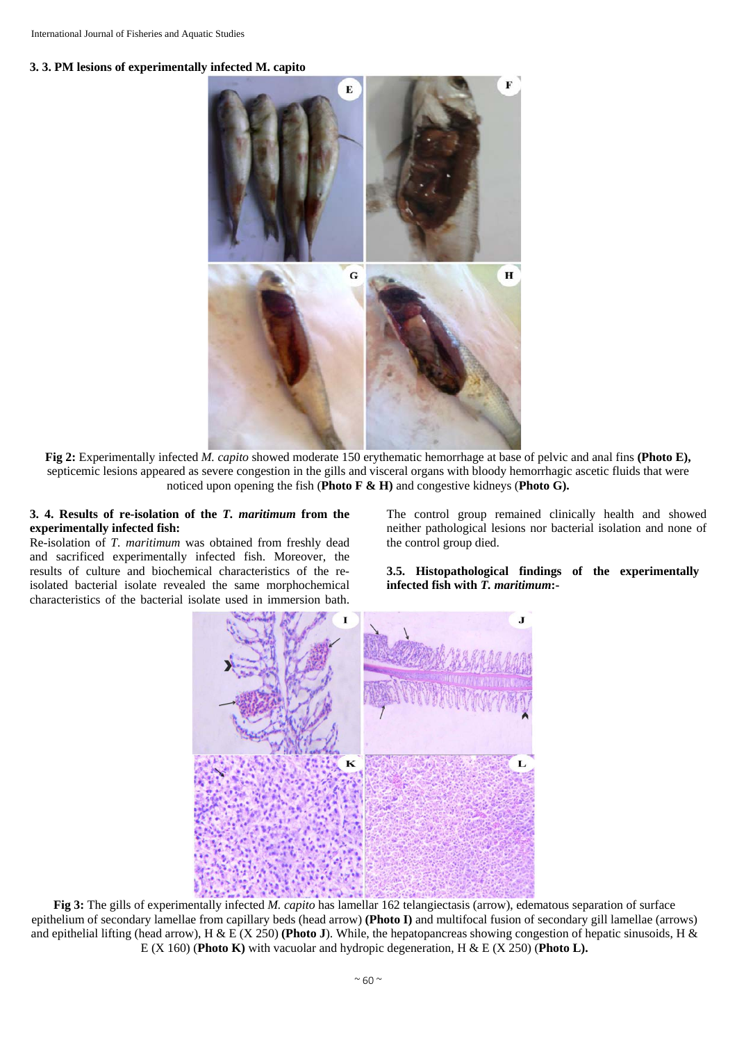### 3. 3. PM lesions of experimentally infected M. capito

**Fig 2:** Experimentally infected *M. capito* showed moderate 150 erythematic hemorrhage at base of pelvic and anal fins **(Photo E),** septicemic lesions appeared as severe congestion in the gills and visceral organs with bloody hemorrhagic ascetic fluids that were noticed upon opening the fish (**Photo F & H)** and congestive kidneys (**Photo G).**

### 3. 4. Results of re-isolation of the *T. maritimum* from the experimentally infected fish:

Re-isolation of *T. maritimum* was obtained from freshly dead and sacrificed experimentally infected fish. Moreover, the results of culture and biochemical characteristics of the re-isolated bacterial isolate revealed the same morphochemical characteristics of the bacterial isolate used in immersion bath.

The control group remained clinically health and showed neither pathological lesions nor bacterial isolation and none of the control group died.

### 3.5. Histopathological findings of the experimentally infected fish with *T. maritimum*:-

**Fig 3:** The gills of experimentally infected *M. capito* has lamellar 162 telangiectasis (arrow), edematous separation of surface epithelium of secondary lamellae from capillary beds (head arrow) **(Photo I)** and multifocal fusion of secondary gill lamellae (arrows) and epithelial lifting (head arrow), H & E (X 250) **(Photo J**). While, the hepatopancreas showing congestion of hepatic sinusoids, H & E (X 160) (**Photo K)** with vacuolar and hydropic degeneration, H & E (X 250) (**Photo L).**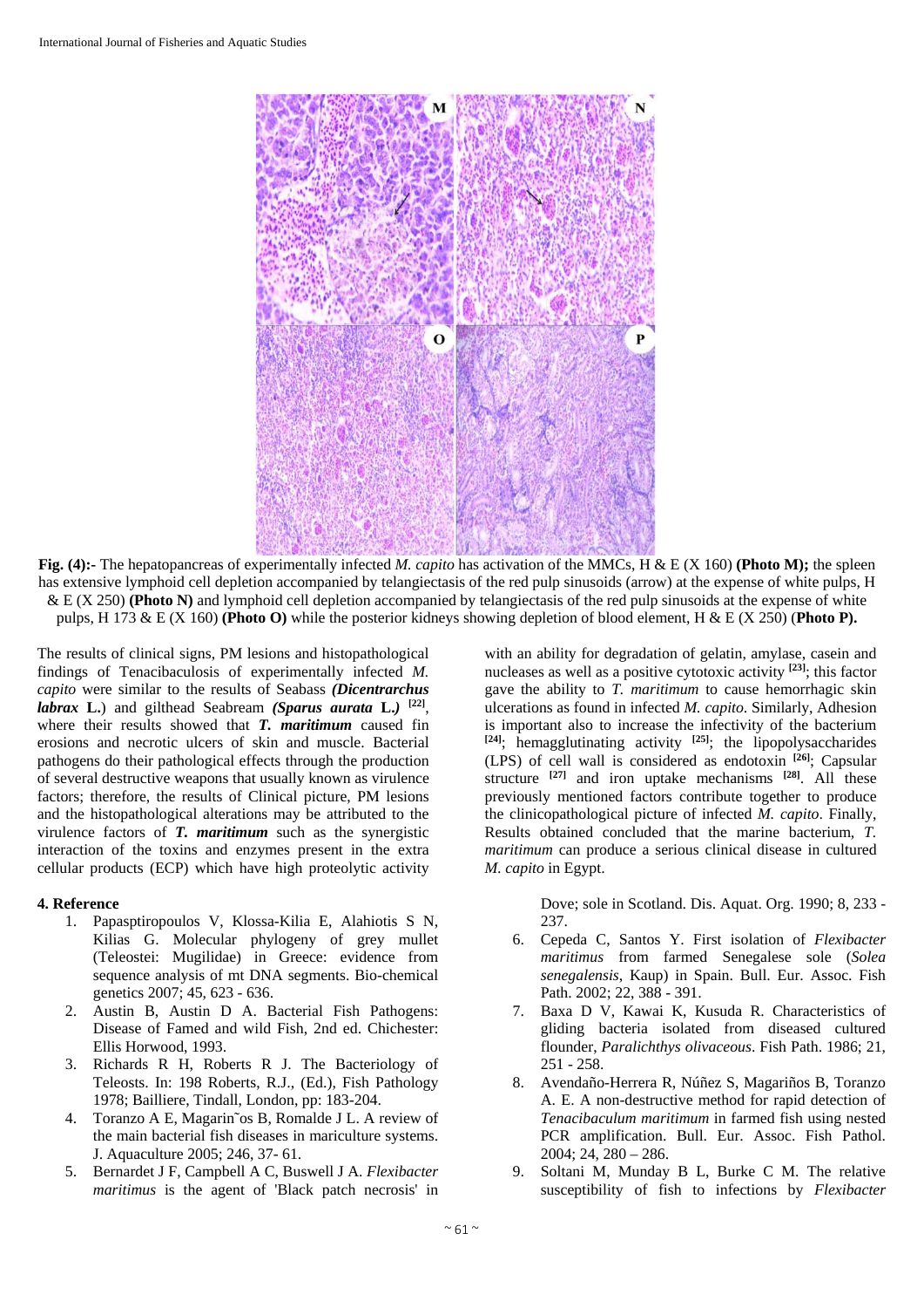**Fig. (4):-** The hepatopancreas of experimentally infected *M. capito* has activation of the MMCs, H & E (X 160) **(Photo M);** the spleen has extensive lymphoid cell depletion accompanied by telangiectasis of the red pulp sinusoids (arrow) at the expense of white pulps, H & E (X 250) **(Photo N)** and lymphoid cell depletion accompanied by telangiectasis of the red pulp sinusoids at the expense of white pulps, H 173 & E (X 160) **(Photo O)** while the posterior kidneys showing depletion of blood element, H & E (X 250) (**Photo P).**

The results of clinical signs, PM lesions and histopathological findings of Tenacibaculosis of experimentally infected *M. capito* were similar to the results of Seabass ***(Dicentrarchus labrax* L.**) and gilthead Seabream ***(Sparus aurata* L.)** [22], where their results showed that ***T. maritimum*** caused fin erosions and necrotic ulcers of skin and muscle. Bacterial pathogens do their pathological effects through the production of several destructive weapons that usually known as virulence factors; therefore, the results of Clinical picture, PM lesions and the histopathological alterations may be attributed to the virulence factors of ***T. maritimum*** such as the synergistic interaction of the toxins and enzymes present in the extra cellular products (ECP) which have high proteolytic activity with an ability for degradation of gelatin, amylase, casein and nucleases as well as a positive cytotoxic activity [23]; this factor gave the ability to *T. maritimum* to cause hemorrhagic skin ulcerations as found in infected *M. capito*. Similarly, Adhesion is important also to increase the infectivity of the bacterium [24]; hemagglutinating activity [25]; the lipopolysaccharides (LPS) of cell wall is considered as endotoxin [26]; Capsular structure [27] and iron uptake mechanisms [28]. All these previously mentioned factors contribute together to produce the clinicopathological picture of infected *M. capito*. Finally, Results obtained concluded that the marine bacterium, *T. maritimum* can produce a serious clinical disease in cultured *M. capito* in Egypt.

## 4. Reference

1. Papasptiropoulos V, Klossa-Kilia E, Alahiotis S N, Kilias G. Molecular phylogeny of grey mullet (Teleostei: Mugilidae) in Greece: evidence from sequence analysis of mt DNA segments. Bio-chemical genetics 2007; 45, 623 - 636.
2. Austin B, Austin D A. Bacterial Fish Pathogens: Disease of Famed and wild Fish, 2nd ed. Chichester: Ellis Horwood, 1993.
3. Richards R H, Roberts R J. The Bacteriology of Teleosts. In: 198 Roberts, R.J., (Ed.), Fish Pathology 1978; Bailliere, Tindall, London, pp: 183-204.
4. Toranzo A E, Magarin˜os B, Romalde J L. A review of the main bacterial fish diseases in mariculture systems. J. Aquaculture 2005; 246, 37- 61.
5. Bernardet J F, Campbell A C, Buswell J A. *Flexibacter maritimus* is the agent of 'Black patch necrosis' in Dove; sole in Scotland. Dis. Aquat. Org. 1990; 8, 233 - 237.
6. Cepeda C, Santos Y. First isolation of *Flexibacter maritimus* from farmed Senegalese sole (*Solea senegalensis*, Kaup) in Spain. Bull. Eur. Assoc. Fish Path. 2002; 22, 388 - 391.
7. Baxa D V, Kawai K, Kusuda R. Characteristics of gliding bacteria isolated from diseased cultured flounder, *Paralichthys olivaceous*. Fish Path. 1986; 21, 251 - 258.
8. Avendaño-Herrera R, Núñez S, Magariños B, Toranzo A. E. A non-destructive method for rapid detection of *Tenacibaculum maritimum* in farmed fish using nested PCR amplification. Bull. Eur. Assoc. Fish Pathol. 2004; 24, 280 – 286.
9. Soltani M, Munday B L, Burke C M. The relative susceptibility of fish to infections by *Flexibacter*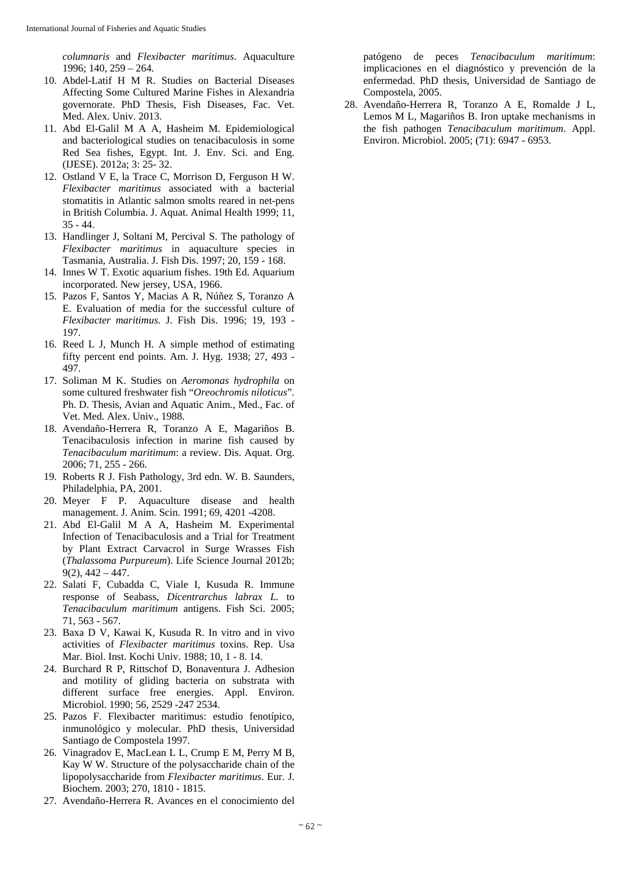*columnaris* and *Flexibacter maritimus*. Aquaculture 1996; 140, 259 – 264.

10. Abdel-Latif H M R. Studies on Bacterial Diseases Affecting Some Cultured Marine Fishes in Alexandria governorate. PhD Thesis, Fish Diseases, Fac. Vet. Med. Alex. Univ. 2013.
11. Abd El-Galil M A A, Hasheim M. Epidemiological and bacteriological studies on tenacibaculosis in some Red Sea fishes, Egypt. Int. J. Env. Sci. and Eng. (IJESE). 2012a; 3: 25- 32.
12. Ostland V E, la Trace C, Morrison D, Ferguson H W. *Flexibacter maritimus* associated with a bacterial stomatitis in Atlantic salmon smolts reared in net-pens in British Columbia. J. Aquat. Animal Health 1999; 11, 35 - 44.
13. Handlinger J, Soltani M, Percival S. The pathology of *Flexibacter maritimus* in aquaculture species in Tasmania, Australia. J. Fish Dis. 1997; 20, 159 - 168.
14. Innes W T. Exotic aquarium fishes. 19th Ed. Aquarium incorporated. New jersey, USA, 1966.
15. Pazos F, Santos Y, Macias A R, Núñez S, Toranzo A E. Evaluation of media for the successful culture of *Flexibacter maritimus*. J. Fish Dis. 1996; 19, 193 - 197.
16. Reed L J, Munch H. A simple method of estimating fifty percent end points. Am. J. Hyg. 1938; 27, 493 - 497.
17. Soliman M K. Studies on *Aeromonas hydrophila* on some cultured freshwater fish "*Oreochromis niloticus*". Ph. D. Thesis, Avian and Aquatic Anim., Med., Fac. of Vet. Med. Alex. Univ., 1988.
18. Avendaño-Herrera R, Toranzo A E, Magariños B. Tenacibaculosis infection in marine fish caused by *Tenacibaculum maritimum*: a review. Dis. Aquat. Org. 2006; 71, 255 - 266.
19. Roberts R J. Fish Pathology, 3rd edn. W. B. Saunders, Philadelphia, PA, 2001.
20. Meyer F P. Aquaculture disease and health management. J. Anim. Scin. 1991; 69, 4201 -4208.
21. Abd El-Galil M A A, Hasheim M. Experimental Infection of Tenacibaculosis and a Trial for Treatment by Plant Extract Carvacrol in Surge Wrasses Fish (*Thalassoma Purpureum*). Life Science Journal 2012b; 9(2), 442 – 447.
22. Salati F, Cubadda C, Viale I, Kusuda R. Immune response of Seabass, *Dicentrarchus labrax L.* to *Tenacibaculum maritimum* antigens. Fish Sci. 2005; 71, 563 - 567.
23. Baxa D V, Kawai K, Kusuda R. In vitro and in vivo activities of *Flexibacter maritimus* toxins. Rep. Usa Mar. Biol. Inst. Kochi Univ. 1988; 10, 1 - 8. 14.
24. Burchard R P, Rittschof D, Bonaventura J. Adhesion and motility of gliding bacteria on substrata with different surface free energies. Appl. Environ. Microbiol. 1990; 56, 2529 -247 2534.
25. Pazos F. Flexibacter maritimus: estudio fenotípico, inmunológico y molecular. PhD thesis, Universidad Santiago de Compostela 1997.
26. Vinagradov E, MacLean L L, Crump E M, Perry M B, Kay W W. Structure of the polysaccharide chain of the lipopolysaccharide from *Flexibacter maritimus*. Eur. J. Biochem. 2003; 270, 1810 - 1815.
27. Avendaño-Herrera R. Avances en el conocimiento del patógeno de peces *Tenacibaculum maritimum*: implicaciones en el diagnóstico y prevención de la enfermedad. PhD thesis, Universidad de Santiago de Compostela, 2005.
28. Avendaño-Herrera R, Toranzo A E, Romalde J L, Lemos M L, Magariños B. Iron uptake mechanisms in the fish pathogen *Tenacibaculum maritimum*. Appl. Environ. Microbiol. 2005; (71): 6947 - 6953.